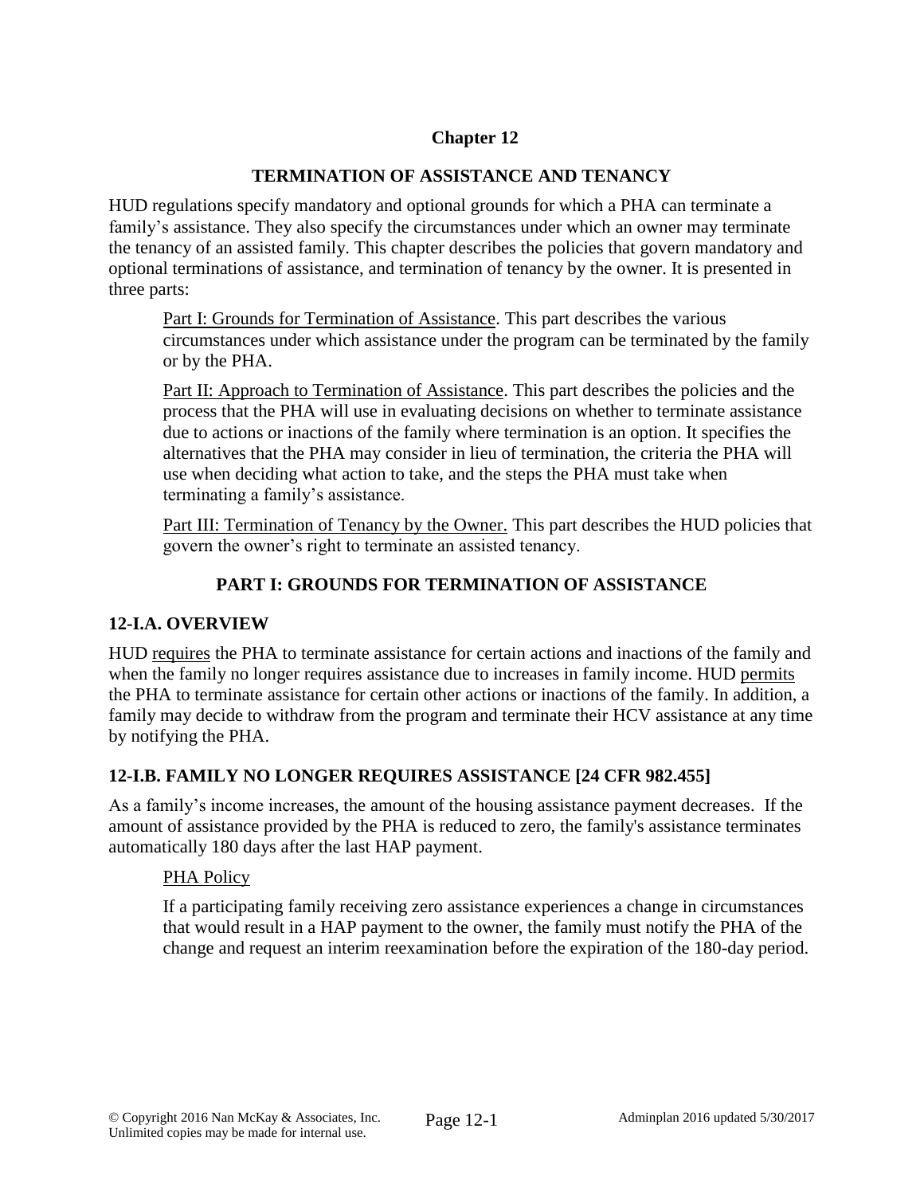# Chapter 12

## TERMINATION OF ASSISTANCE AND TENANCY

HUD regulations specify mandatory and optional grounds for which a PHA can terminate a family's assistance. They also specify the circumstances under which an owner may terminate the tenancy of an assisted family. This chapter describes the policies that govern mandatory and optional terminations of assistance, and termination of tenancy by the owner. It is presented in three parts:

Part I: Grounds for Termination of Assistance. This part describes the various circumstances under which assistance under the program can be terminated by the family or by the PHA.

Part II: Approach to Termination of Assistance. This part describes the policies and the process that the PHA will use in evaluating decisions on whether to terminate assistance due to actions or inactions of the family where termination is an option. It specifies the alternatives that the PHA may consider in lieu of termination, the criteria the PHA will use when deciding what action to take, and the steps the PHA must take when terminating a family's assistance.

Part III: Termination of Tenancy by the Owner. This part describes the HUD policies that govern the owner's right to terminate an assisted tenancy.

## PART I: GROUNDS FOR TERMINATION OF ASSISTANCE

### 12-I.A. OVERVIEW

HUD requires the PHA to terminate assistance for certain actions and inactions of the family and when the family no longer requires assistance due to increases in family income. HUD permits the PHA to terminate assistance for certain other actions or inactions of the family. In addition, a family may decide to withdraw from the program and terminate their HCV assistance at any time by notifying the PHA.

### 12-I.B. FAMILY NO LONGER REQUIRES ASSISTANCE [24 CFR 982.455]

As a family's income increases, the amount of the housing assistance payment decreases. If the amount of assistance provided by the PHA is reduced to zero, the family's assistance terminates automatically 180 days after the last HAP payment.

PHA Policy

If a participating family receiving zero assistance experiences a change in circumstances that would result in a HAP payment to the owner, the family must notify the PHA of the change and request an interim reexamination before the expiration of the 180-day period.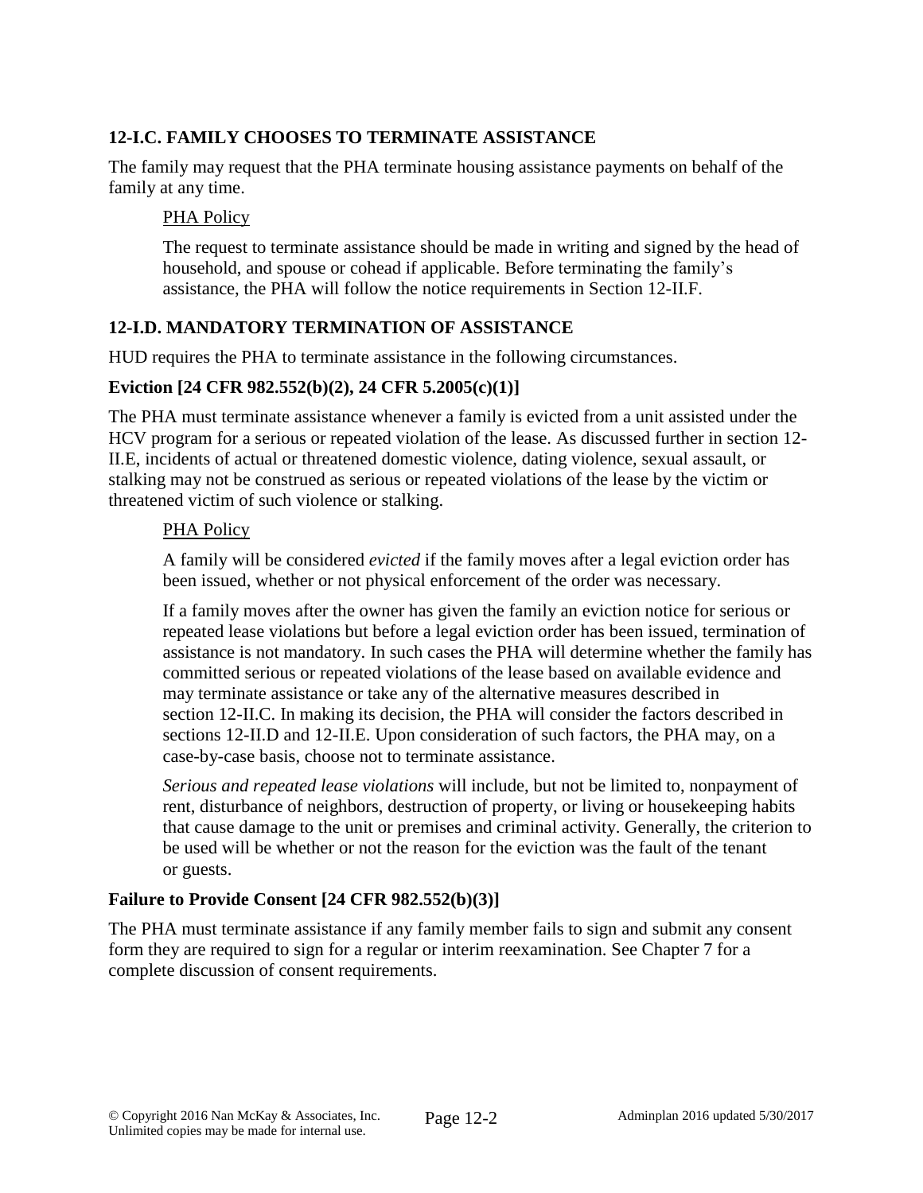## 12-I.C. FAMILY CHOOSES TO TERMINATE ASSISTANCE

The family may request that the PHA terminate housing assistance payments on behalf of the family at any time.

PHA Policy

The request to terminate assistance should be made in writing and signed by the head of household, and spouse or cohead if applicable. Before terminating the family's assistance, the PHA will follow the notice requirements in Section 12-II.F.

## 12-I.D. MANDATORY TERMINATION OF ASSISTANCE

HUD requires the PHA to terminate assistance in the following circumstances.

### Eviction [24 CFR 982.552(b)(2), 24 CFR 5.2005(c)(1)]

The PHA must terminate assistance whenever a family is evicted from a unit assisted under the HCV program for a serious or repeated violation of the lease. As discussed further in section 12-II.E, incidents of actual or threatened domestic violence, dating violence, sexual assault, or stalking may not be construed as serious or repeated violations of the lease by the victim or threatened victim of such violence or stalking.

PHA Policy

A family will be considered *evicted* if the family moves after a legal eviction order has been issued, whether or not physical enforcement of the order was necessary.

If a family moves after the owner has given the family an eviction notice for serious or repeated lease violations but before a legal eviction order has been issued, termination of assistance is not mandatory. In such cases the PHA will determine whether the family has committed serious or repeated violations of the lease based on available evidence and may terminate assistance or take any of the alternative measures described in section 12-II.C. In making its decision, the PHA will consider the factors described in sections 12-II.D and 12-II.E. Upon consideration of such factors, the PHA may, on a case-by-case basis, choose not to terminate assistance.

*Serious and repeated lease violations* will include, but not be limited to, nonpayment of rent, disturbance of neighbors, destruction of property, or living or housekeeping habits that cause damage to the unit or premises and criminal activity. Generally, the criterion to be used will be whether or not the reason for the eviction was the fault of the tenant or guests.

### Failure to Provide Consent [24 CFR 982.552(b)(3)]

The PHA must terminate assistance if any family member fails to sign and submit any consent form they are required to sign for a regular or interim reexamination. See Chapter 7 for a complete discussion of consent requirements.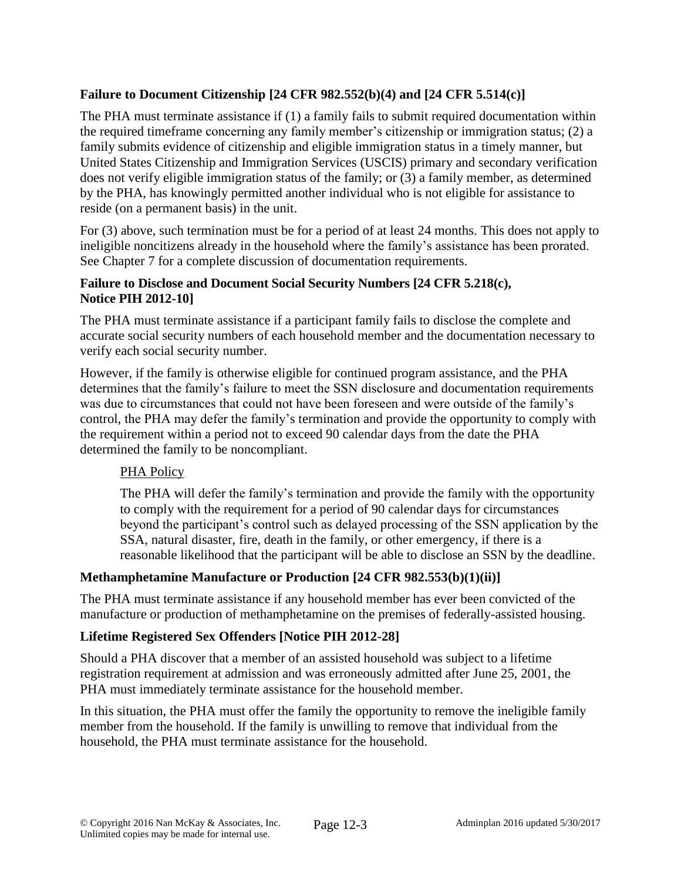### Failure to Document Citizenship [24 CFR 982.552(b)(4) and [24 CFR 5.514(c)]

The PHA must terminate assistance if (1) a family fails to submit required documentation within the required timeframe concerning any family member's citizenship or immigration status; (2) a family submits evidence of citizenship and eligible immigration status in a timely manner, but United States Citizenship and Immigration Services (USCIS) primary and secondary verification does not verify eligible immigration status of the family; or (3) a family member, as determined by the PHA, has knowingly permitted another individual who is not eligible for assistance to reside (on a permanent basis) in the unit.

For (3) above, such termination must be for a period of at least 24 months. This does not apply to ineligible noncitizens already in the household where the family's assistance has been prorated. See Chapter 7 for a complete discussion of documentation requirements.

#### Failure to Disclose and Document Social Security Numbers [24 CFR 5.218(c), Notice PIH 2012-10]

The PHA must terminate assistance if a participant family fails to disclose the complete and accurate social security numbers of each household member and the documentation necessary to verify each social security number.

However, if the family is otherwise eligible for continued program assistance, and the PHA determines that the family's failure to meet the SSN disclosure and documentation requirements was due to circumstances that could not have been foreseen and were outside of the family's control, the PHA may defer the family's termination and provide the opportunity to comply with the requirement within a period not to exceed 90 calendar days from the date the PHA determined the family to be noncompliant.

> PHA Policy
>
> The PHA will defer the family's termination and provide the family with the opportunity to comply with the requirement for a period of 90 calendar days for circumstances beyond the participant's control such as delayed processing of the SSN application by the SSA, natural disaster, fire, death in the family, or other emergency, if there is a reasonable likelihood that the participant will be able to disclose an SSN by the deadline.

### Methamphetamine Manufacture or Production [24 CFR 982.553(b)(1)(ii)]

The PHA must terminate assistance if any household member has ever been convicted of the manufacture or production of methamphetamine on the premises of federally-assisted housing.

### Lifetime Registered Sex Offenders [Notice PIH 2012-28]

Should a PHA discover that a member of an assisted household was subject to a lifetime registration requirement at admission and was erroneously admitted after June 25, 2001, the PHA must immediately terminate assistance for the household member.

In this situation, the PHA must offer the family the opportunity to remove the ineligible family member from the household. If the family is unwilling to remove that individual from the household, the PHA must terminate assistance for the household.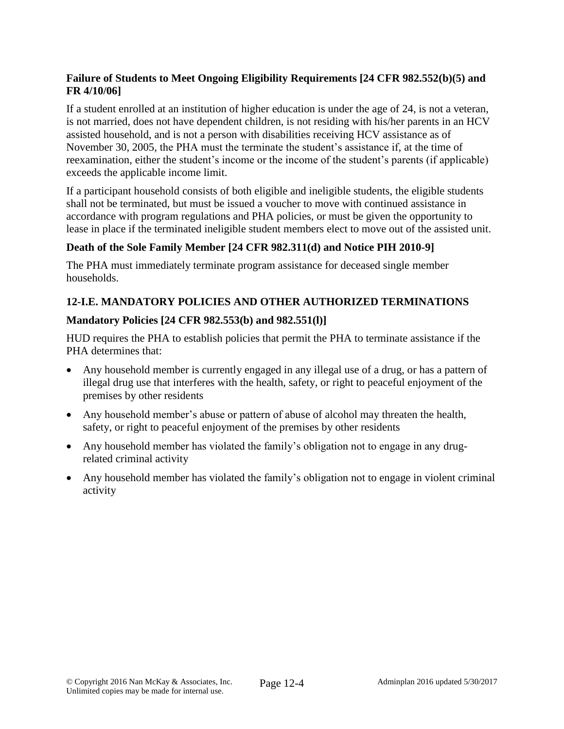**Failure of Students to Meet Ongoing Eligibility Requirements [24 CFR 982.552(b)(5) and FR 4/10/06]**

If a student enrolled at an institution of higher education is under the age of 24, is not a veteran, is not married, does not have dependent children, is not residing with his/her parents in an HCV assisted household, and is not a person with disabilities receiving HCV assistance as of November 30, 2005, the PHA must the terminate the student's assistance if, at the time of reexamination, either the student's income or the income of the student's parents (if applicable) exceeds the applicable income limit.

If a participant household consists of both eligible and ineligible students, the eligible students shall not be terminated, but must be issued a voucher to move with continued assistance in accordance with program regulations and PHA policies, or must be given the opportunity to lease in place if the terminated ineligible student members elect to move out of the assisted unit.

**Death of the Sole Family Member [24 CFR 982.311(d) and Notice PIH 2010-9]**

The PHA must immediately terminate program assistance for deceased single member households.

## 12-I.E. MANDATORY POLICIES AND OTHER AUTHORIZED TERMINATIONS

**Mandatory Policies [24 CFR 982.553(b) and 982.551(l)]**

HUD requires the PHA to establish policies that permit the PHA to terminate assistance if the PHA determines that:

- Any household member is currently engaged in any illegal use of a drug, or has a pattern of illegal drug use that interferes with the health, safety, or right to peaceful enjoyment of the premises by other residents
- Any household member's abuse or pattern of abuse of alcohol may threaten the health, safety, or right to peaceful enjoyment of the premises by other residents
- Any household member has violated the family's obligation not to engage in any drug-related criminal activity
- Any household member has violated the family's obligation not to engage in violent criminal activity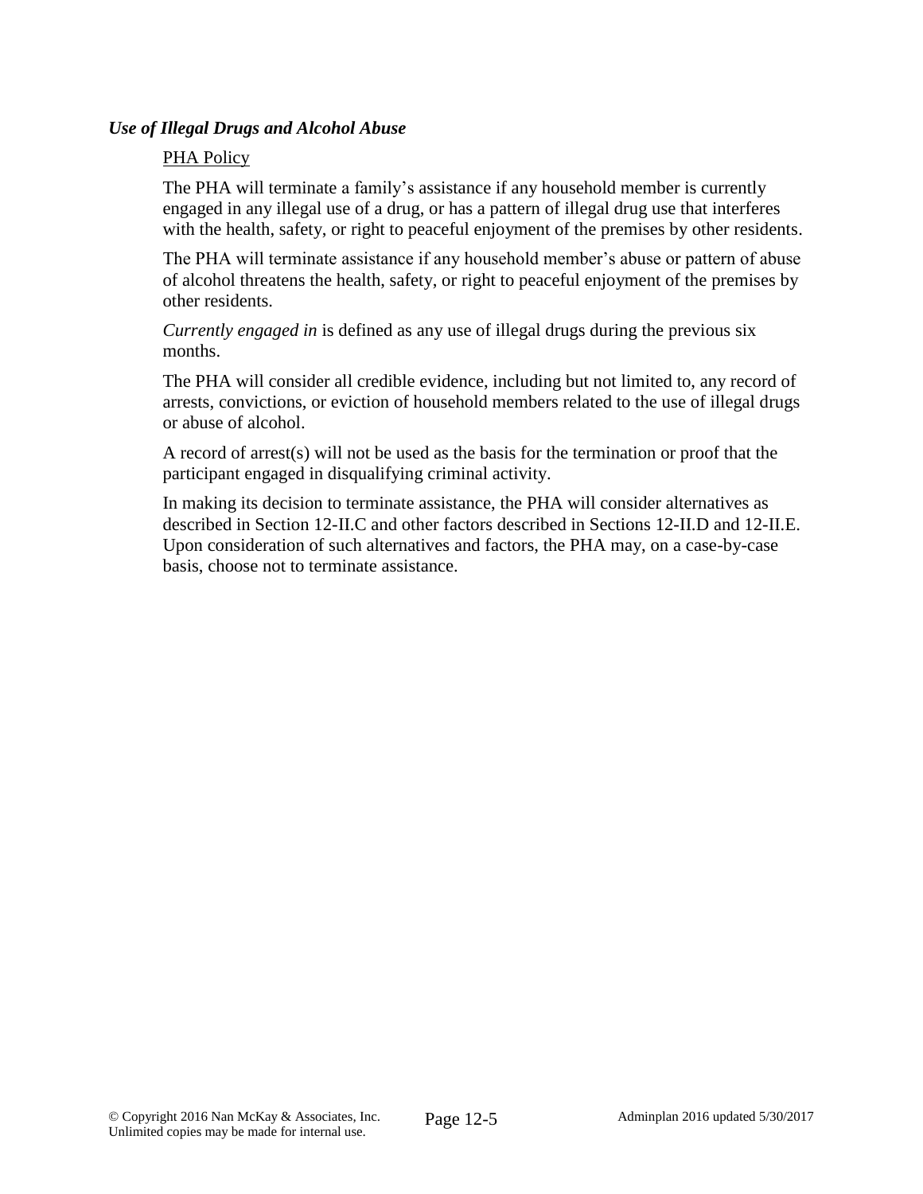### *Use of Illegal Drugs and Alcohol Abuse*

PHA Policy

The PHA will terminate a family's assistance if any household member is currently engaged in any illegal use of a drug, or has a pattern of illegal drug use that interferes with the health, safety, or right to peaceful enjoyment of the premises by other residents.

The PHA will terminate assistance if any household member's abuse or pattern of abuse of alcohol threatens the health, safety, or right to peaceful enjoyment of the premises by other residents.

*Currently engaged in* is defined as any use of illegal drugs during the previous six months.

The PHA will consider all credible evidence, including but not limited to, any record of arrests, convictions, or eviction of household members related to the use of illegal drugs or abuse of alcohol.

A record of arrest(s) will not be used as the basis for the termination or proof that the participant engaged in disqualifying criminal activity.

In making its decision to terminate assistance, the PHA will consider alternatives as described in Section 12-II.C and other factors described in Sections 12-II.D and 12-II.E. Upon consideration of such alternatives and factors, the PHA may, on a case-by-case basis, choose not to terminate assistance.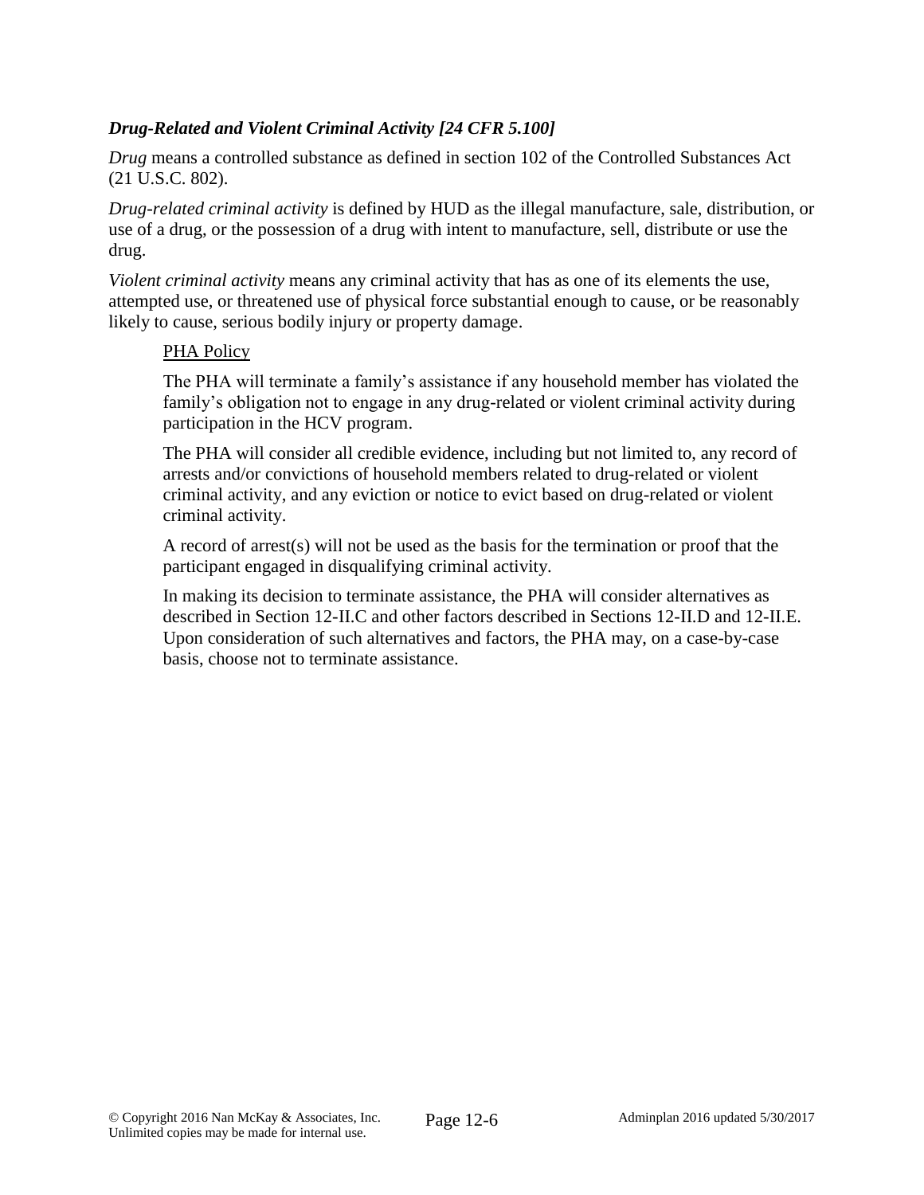### *Drug-Related and Violent Criminal Activity [24 CFR 5.100]*

*Drug* means a controlled substance as defined in section 102 of the Controlled Substances Act (21 U.S.C. 802).

*Drug-related criminal activity* is defined by HUD as the illegal manufacture, sale, distribution, or use of a drug, or the possession of a drug with intent to manufacture, sell, distribute or use the drug.

*Violent criminal activity* means any criminal activity that has as one of its elements the use, attempted use, or threatened use of physical force substantial enough to cause, or be reasonably likely to cause, serious bodily injury or property damage.

> PHA Policy
>
> The PHA will terminate a family's assistance if any household member has violated the family's obligation not to engage in any drug-related or violent criminal activity during participation in the HCV program.
>
> The PHA will consider all credible evidence, including but not limited to, any record of arrests and/or convictions of household members related to drug-related or violent criminal activity, and any eviction or notice to evict based on drug-related or violent criminal activity.
>
> A record of arrest(s) will not be used as the basis for the termination or proof that the participant engaged in disqualifying criminal activity.
>
> In making its decision to terminate assistance, the PHA will consider alternatives as described in Section 12-II.C and other factors described in Sections 12-II.D and 12-II.E. Upon consideration of such alternatives and factors, the PHA may, on a case-by-case basis, choose not to terminate assistance.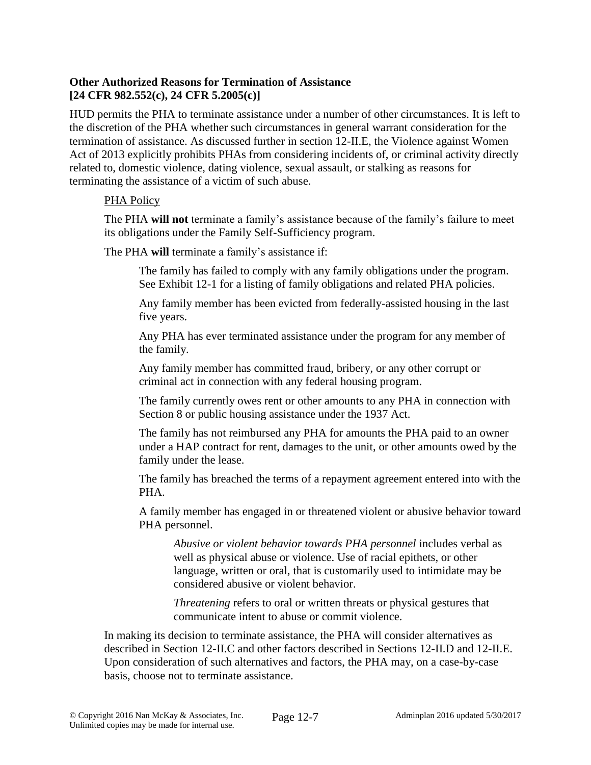**Other Authorized Reasons for Termination of Assistance [24 CFR 982.552(c), 24 CFR 5.2005(c)]**

HUD permits the PHA to terminate assistance under a number of other circumstances. It is left to the discretion of the PHA whether such circumstances in general warrant consideration for the termination of assistance. As discussed further in section 12-II.E, the Violence against Women Act of 2013 explicitly prohibits PHAs from considering incidents of, or criminal activity directly related to, domestic violence, dating violence, sexual assault, or stalking as reasons for terminating the assistance of a victim of such abuse.

PHA Policy

The PHA **will not** terminate a family's assistance because of the family's failure to meet its obligations under the Family Self-Sufficiency program.

The PHA **will** terminate a family's assistance if:

The family has failed to comply with any family obligations under the program. See Exhibit 12-1 for a listing of family obligations and related PHA policies.

Any family member has been evicted from federally-assisted housing in the last five years.

Any PHA has ever terminated assistance under the program for any member of the family.

Any family member has committed fraud, bribery, or any other corrupt or criminal act in connection with any federal housing program.

The family currently owes rent or other amounts to any PHA in connection with Section 8 or public housing assistance under the 1937 Act.

The family has not reimbursed any PHA for amounts the PHA paid to an owner under a HAP contract for rent, damages to the unit, or other amounts owed by the family under the lease.

The family has breached the terms of a repayment agreement entered into with the PHA.

A family member has engaged in or threatened violent or abusive behavior toward PHA personnel.

*Abusive or violent behavior towards PHA personnel* includes verbal as well as physical abuse or violence. Use of racial epithets, or other language, written or oral, that is customarily used to intimidate may be considered abusive or violent behavior.

*Threatening* refers to oral or written threats or physical gestures that communicate intent to abuse or commit violence.

In making its decision to terminate assistance, the PHA will consider alternatives as described in Section 12-II.C and other factors described in Sections 12-II.D and 12-II.E. Upon consideration of such alternatives and factors, the PHA may, on a case-by-case basis, choose not to terminate assistance.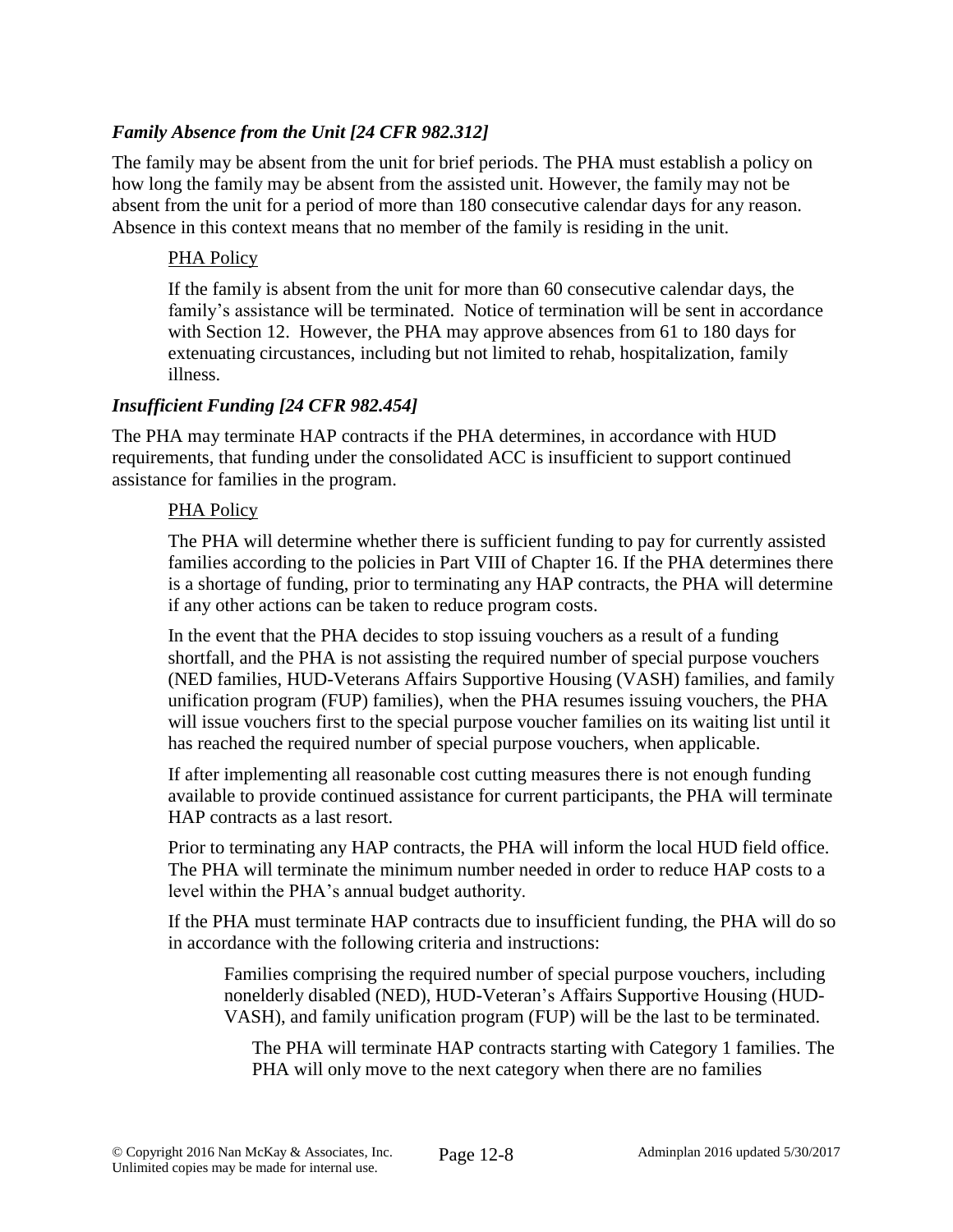### *Family Absence from the Unit [24 CFR 982.312]*

The family may be absent from the unit for brief periods. The PHA must establish a policy on how long the family may be absent from the assisted unit. However, the family may not be absent from the unit for a period of more than 180 consecutive calendar days for any reason. Absence in this context means that no member of the family is residing in the unit.

PHA Policy

If the family is absent from the unit for more than 60 consecutive calendar days, the family's assistance will be terminated. Notice of termination will be sent in accordance with Section 12. However, the PHA may approve absences from 61 to 180 days for extenuating circustances, including but not limited to rehab, hospitalization, family illness.

### *Insufficient Funding [24 CFR 982.454]*

The PHA may terminate HAP contracts if the PHA determines, in accordance with HUD requirements, that funding under the consolidated ACC is insufficient to support continued assistance for families in the program.

PHA Policy

The PHA will determine whether there is sufficient funding to pay for currently assisted families according to the policies in Part VIII of Chapter 16. If the PHA determines there is a shortage of funding, prior to terminating any HAP contracts, the PHA will determine if any other actions can be taken to reduce program costs.

In the event that the PHA decides to stop issuing vouchers as a result of a funding shortfall, and the PHA is not assisting the required number of special purpose vouchers (NED families, HUD-Veterans Affairs Supportive Housing (VASH) families, and family unification program (FUP) families), when the PHA resumes issuing vouchers, the PHA will issue vouchers first to the special purpose voucher families on its waiting list until it has reached the required number of special purpose vouchers, when applicable.

If after implementing all reasonable cost cutting measures there is not enough funding available to provide continued assistance for current participants, the PHA will terminate HAP contracts as a last resort.

Prior to terminating any HAP contracts, the PHA will inform the local HUD field office. The PHA will terminate the minimum number needed in order to reduce HAP costs to a level within the PHA's annual budget authority.

If the PHA must terminate HAP contracts due to insufficient funding, the PHA will do so in accordance with the following criteria and instructions:

Families comprising the required number of special purpose vouchers, including nonelderly disabled (NED), HUD-Veteran's Affairs Supportive Housing (HUD-VASH), and family unification program (FUP) will be the last to be terminated.

The PHA will terminate HAP contracts starting with Category 1 families. The PHA will only move to the next category when there are no families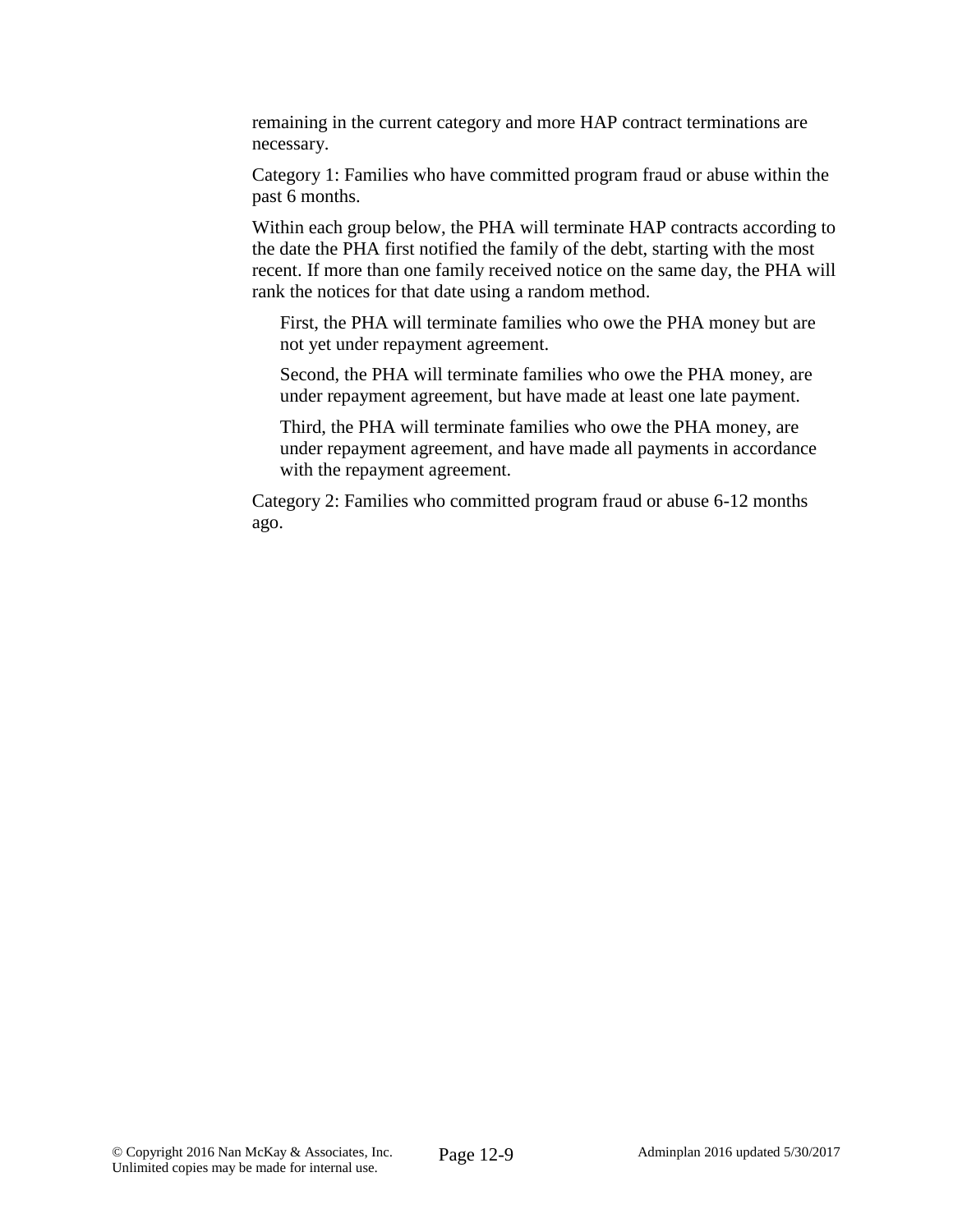remaining in the current category and more HAP contract terminations are necessary.

Category 1: Families who have committed program fraud or abuse within the past 6 months.

Within each group below, the PHA will terminate HAP contracts according to the date the PHA first notified the family of the debt, starting with the most recent. If more than one family received notice on the same day, the PHA will rank the notices for that date using a random method.

> First, the PHA will terminate families who owe the PHA money but are not yet under repayment agreement.
>
> Second, the PHA will terminate families who owe the PHA money, are under repayment agreement, but have made at least one late payment.
>
> Third, the PHA will terminate families who owe the PHA money, are under repayment agreement, and have made all payments in accordance with the repayment agreement.

Category 2: Families who committed program fraud or abuse 6-12 months ago.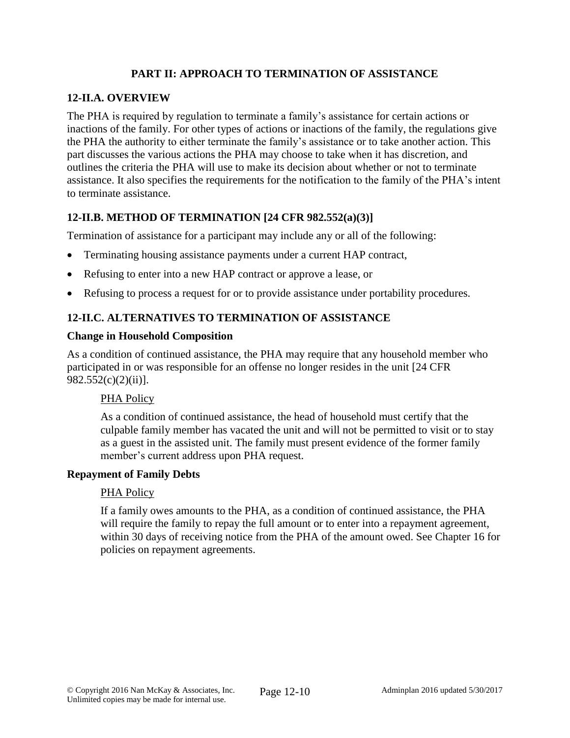# PART II: APPROACH TO TERMINATION OF ASSISTANCE

## 12-II.A. OVERVIEW

The PHA is required by regulation to terminate a family's assistance for certain actions or inactions of the family. For other types of actions or inactions of the family, the regulations give the PHA the authority to either terminate the family's assistance or to take another action. This part discusses the various actions the PHA may choose to take when it has discretion, and outlines the criteria the PHA will use to make its decision about whether or not to terminate assistance. It also specifies the requirements for the notification to the family of the PHA's intent to terminate assistance.

## 12-II.B. METHOD OF TERMINATION [24 CFR 982.552(a)(3)]

Termination of assistance for a participant may include any or all of the following:

- Terminating housing assistance payments under a current HAP contract,
- Refusing to enter into a new HAP contract or approve a lease, or
- Refusing to process a request for or to provide assistance under portability procedures.

## 12-II.C. ALTERNATIVES TO TERMINATION OF ASSISTANCE

**Change in Household Composition**

As a condition of continued assistance, the PHA may require that any household member who participated in or was responsible for an offense no longer resides in the unit [24 CFR 982.552(c)(2)(ii)].

> PHA Policy
>
> As a condition of continued assistance, the head of household must certify that the culpable family member has vacated the unit and will not be permitted to visit or to stay as a guest in the assisted unit. The family must present evidence of the former family member's current address upon PHA request.

**Repayment of Family Debts**

> PHA Policy
>
> If a family owes amounts to the PHA, as a condition of continued assistance, the PHA will require the family to repay the full amount or to enter into a repayment agreement, within 30 days of receiving notice from the PHA of the amount owed. See Chapter 16 for policies on repayment agreements.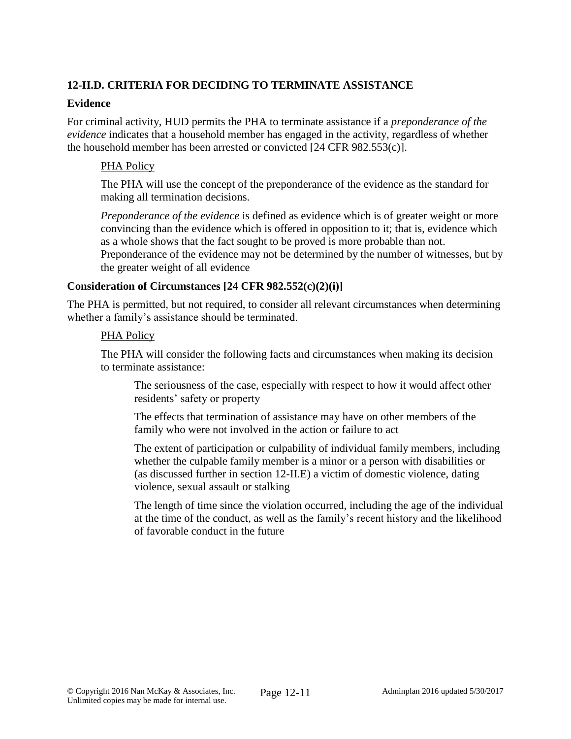## 12-II.D. CRITERIA FOR DECIDING TO TERMINATE ASSISTANCE

### Evidence

For criminal activity, HUD permits the PHA to terminate assistance if a *preponderance of the evidence* indicates that a household member has engaged in the activity, regardless of whether the household member has been arrested or convicted [24 CFR 982.553(c)].

PHA Policy

The PHA will use the concept of the preponderance of the evidence as the standard for making all termination decisions.

*Preponderance of the evidence* is defined as evidence which is of greater weight or more convincing than the evidence which is offered in opposition to it; that is, evidence which as a whole shows that the fact sought to be proved is more probable than not. Preponderance of the evidence may not be determined by the number of witnesses, but by the greater weight of all evidence

### Consideration of Circumstances [24 CFR 982.552(c)(2)(i)]

The PHA is permitted, but not required, to consider all relevant circumstances when determining whether a family's assistance should be terminated.

PHA Policy

The PHA will consider the following facts and circumstances when making its decision to terminate assistance:

The seriousness of the case, especially with respect to how it would affect other residents' safety or property

The effects that termination of assistance may have on other members of the family who were not involved in the action or failure to act

The extent of participation or culpability of individual family members, including whether the culpable family member is a minor or a person with disabilities or (as discussed further in section 12-II.E) a victim of domestic violence, dating violence, sexual assault or stalking

The length of time since the violation occurred, including the age of the individual at the time of the conduct, as well as the family's recent history and the likelihood of favorable conduct in the future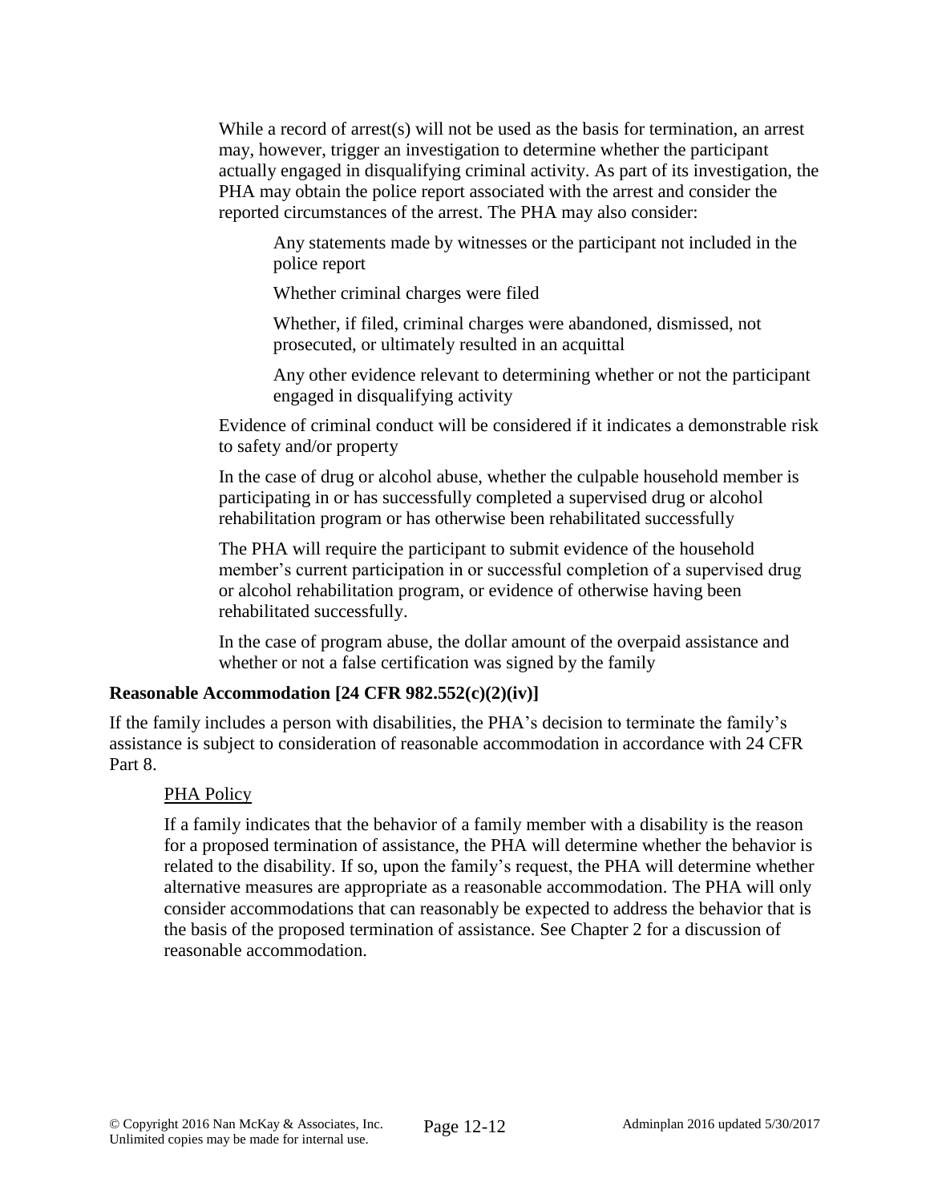While a record of arrest(s) will not be used as the basis for termination, an arrest may, however, trigger an investigation to determine whether the participant actually engaged in disqualifying criminal activity. As part of its investigation, the PHA may obtain the police report associated with the arrest and consider the reported circumstances of the arrest. The PHA may also consider:

Any statements made by witnesses or the participant not included in the police report

Whether criminal charges were filed

Whether, if filed, criminal charges were abandoned, dismissed, not prosecuted, or ultimately resulted in an acquittal

Any other evidence relevant to determining whether or not the participant engaged in disqualifying activity

Evidence of criminal conduct will be considered if it indicates a demonstrable risk to safety and/or property

In the case of drug or alcohol abuse, whether the culpable household member is participating in or has successfully completed a supervised drug or alcohol rehabilitation program or has otherwise been rehabilitated successfully

The PHA will require the participant to submit evidence of the household member's current participation in or successful completion of a supervised drug or alcohol rehabilitation program, or evidence of otherwise having been rehabilitated successfully.

In the case of program abuse, the dollar amount of the overpaid assistance and whether or not a false certification was signed by the family

**Reasonable Accommodation [24 CFR 982.552(c)(2)(iv)]**

If the family includes a person with disabilities, the PHA's decision to terminate the family's assistance is subject to consideration of reasonable accommodation in accordance with 24 CFR Part 8.

PHA Policy

If a family indicates that the behavior of a family member with a disability is the reason for a proposed termination of assistance, the PHA will determine whether the behavior is related to the disability. If so, upon the family's request, the PHA will determine whether alternative measures are appropriate as a reasonable accommodation. The PHA will only consider accommodations that can reasonably be expected to address the behavior that is the basis of the proposed termination of assistance. See Chapter 2 for a discussion of reasonable accommodation.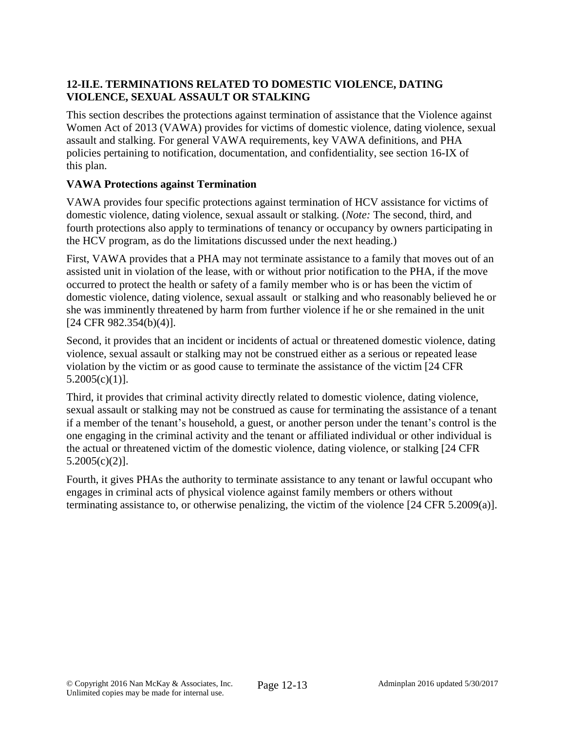### 12-II.E. TERMINATIONS RELATED TO DOMESTIC VIOLENCE, DATING VIOLENCE, SEXUAL ASSAULT OR STALKING

This section describes the protections against termination of assistance that the Violence against Women Act of 2013 (VAWA) provides for victims of domestic violence, dating violence, sexual assault and stalking. For general VAWA requirements, key VAWA definitions, and PHA policies pertaining to notification, documentation, and confidentiality, see section 16-IX of this plan.

#### VAWA Protections against Termination

VAWA provides four specific protections against termination of HCV assistance for victims of domestic violence, dating violence, sexual assault or stalking. (*Note:* The second, third, and fourth protections also apply to terminations of tenancy or occupancy by owners participating in the HCV program, as do the limitations discussed under the next heading.)

First, VAWA provides that a PHA may not terminate assistance to a family that moves out of an assisted unit in violation of the lease, with or without prior notification to the PHA, if the move occurred to protect the health or safety of a family member who is or has been the victim of domestic violence, dating violence, sexual assault or stalking and who reasonably believed he or she was imminently threatened by harm from further violence if he or she remained in the unit [24 CFR 982.354(b)(4)].

Second, it provides that an incident or incidents of actual or threatened domestic violence, dating violence, sexual assault or stalking may not be construed either as a serious or repeated lease violation by the victim or as good cause to terminate the assistance of the victim [24 CFR 5.2005(c)(1)].

Third, it provides that criminal activity directly related to domestic violence, dating violence, sexual assault or stalking may not be construed as cause for terminating the assistance of a tenant if a member of the tenant's household, a guest, or another person under the tenant's control is the one engaging in the criminal activity and the tenant or affiliated individual or other individual is the actual or threatened victim of the domestic violence, dating violence, or stalking [24 CFR 5.2005(c)(2)].

Fourth, it gives PHAs the authority to terminate assistance to any tenant or lawful occupant who engages in criminal acts of physical violence against family members or others without terminating assistance to, or otherwise penalizing, the victim of the violence [24 CFR 5.2009(a)].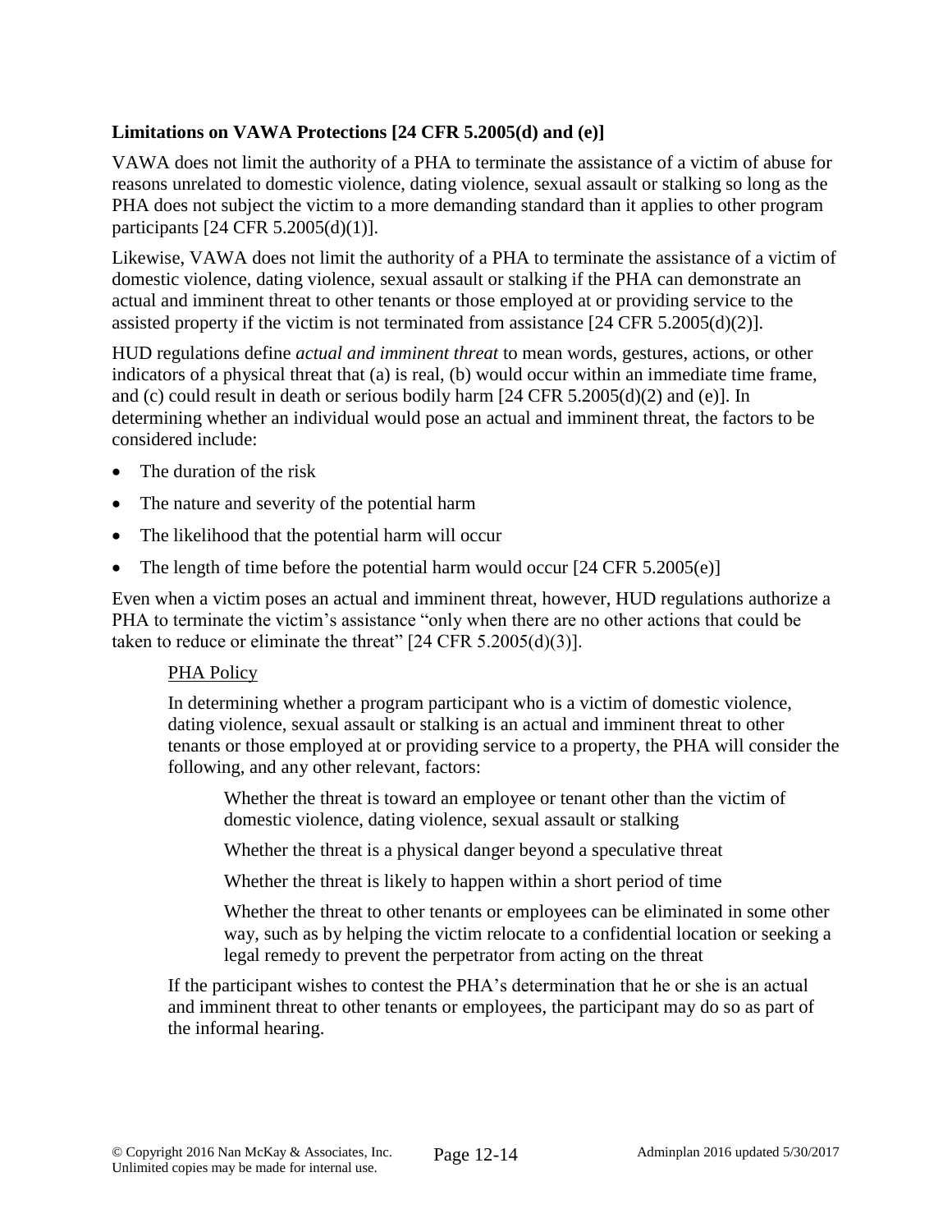### Limitations on VAWA Protections [24 CFR 5.2005(d) and (e)]

VAWA does not limit the authority of a PHA to terminate the assistance of a victim of abuse for reasons unrelated to domestic violence, dating violence, sexual assault or stalking so long as the PHA does not subject the victim to a more demanding standard than it applies to other program participants [24 CFR 5.2005(d)(1)].

Likewise, VAWA does not limit the authority of a PHA to terminate the assistance of a victim of domestic violence, dating violence, sexual assault or stalking if the PHA can demonstrate an actual and imminent threat to other tenants or those employed at or providing service to the assisted property if the victim is not terminated from assistance [24 CFR 5.2005(d)(2)].

HUD regulations define *actual and imminent threat* to mean words, gestures, actions, or other indicators of a physical threat that (a) is real, (b) would occur within an immediate time frame, and (c) could result in death or serious bodily harm [24 CFR 5.2005(d)(2) and (e)]. In determining whether an individual would pose an actual and imminent threat, the factors to be considered include:

- The duration of the risk
- The nature and severity of the potential harm
- The likelihood that the potential harm will occur
- The length of time before the potential harm would occur [24 CFR 5.2005(e)]

Even when a victim poses an actual and imminent threat, however, HUD regulations authorize a PHA to terminate the victim's assistance "only when there are no other actions that could be taken to reduce or eliminate the threat" [24 CFR 5.2005(d)(3)].

<u>PHA Policy</u>

In determining whether a program participant who is a victim of domestic violence, dating violence, sexual assault or stalking is an actual and imminent threat to other tenants or those employed at or providing service to a property, the PHA will consider the following, and any other relevant, factors:

Whether the threat is toward an employee or tenant other than the victim of domestic violence, dating violence, sexual assault or stalking

Whether the threat is a physical danger beyond a speculative threat

Whether the threat is likely to happen within a short period of time

Whether the threat to other tenants or employees can be eliminated in some other way, such as by helping the victim relocate to a confidential location or seeking a legal remedy to prevent the perpetrator from acting on the threat

If the participant wishes to contest the PHA's determination that he or she is an actual and imminent threat to other tenants or employees, the participant may do so as part of the informal hearing.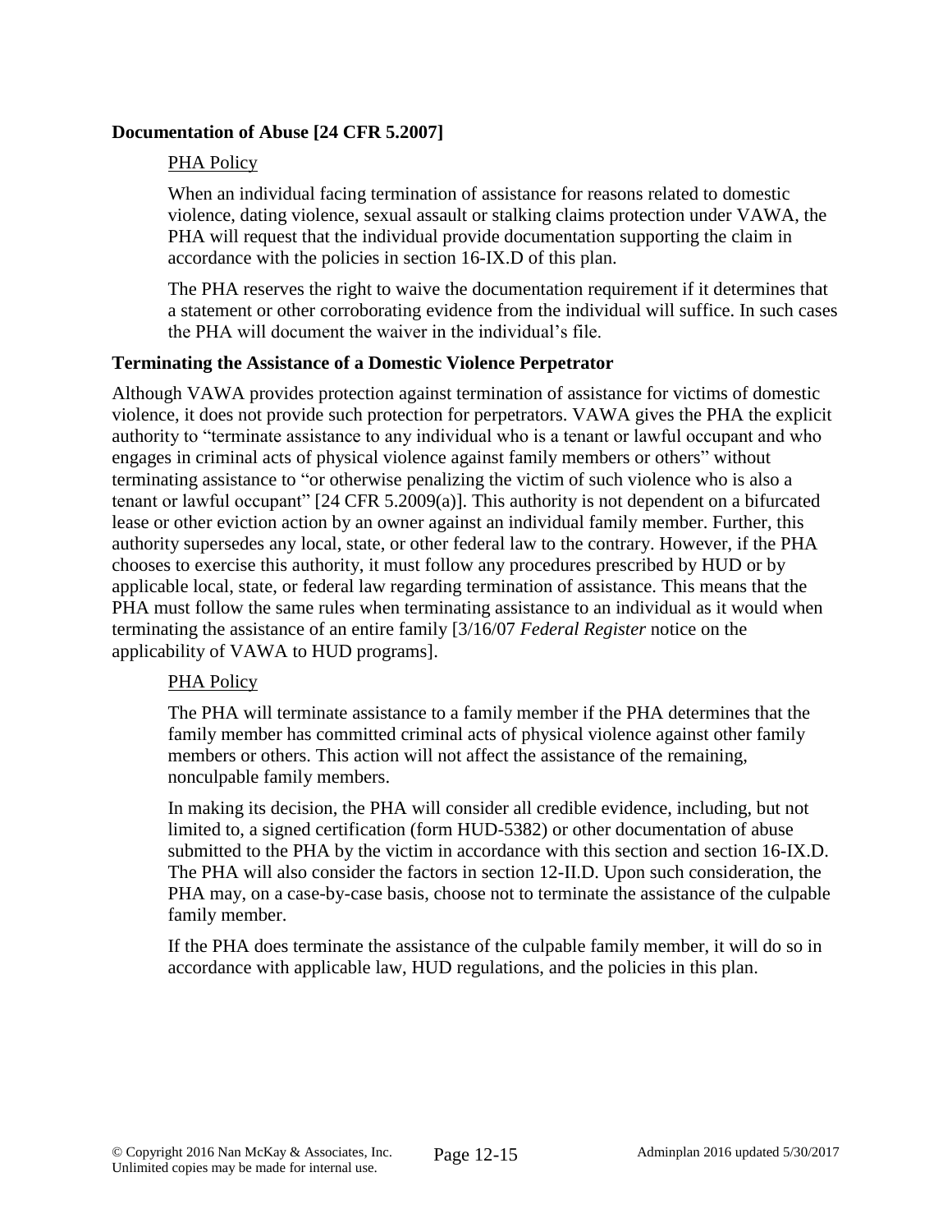**Documentation of Abuse [24 CFR 5.2007]**

PHA Policy

When an individual facing termination of assistance for reasons related to domestic violence, dating violence, sexual assault or stalking claims protection under VAWA, the PHA will request that the individual provide documentation supporting the claim in accordance with the policies in section 16-IX.D of this plan.

The PHA reserves the right to waive the documentation requirement if it determines that a statement or other corroborating evidence from the individual will suffice. In such cases the PHA will document the waiver in the individual's file.

**Terminating the Assistance of a Domestic Violence Perpetrator**

Although VAWA provides protection against termination of assistance for victims of domestic violence, it does not provide such protection for perpetrators. VAWA gives the PHA the explicit authority to "terminate assistance to any individual who is a tenant or lawful occupant and who engages in criminal acts of physical violence against family members or others" without terminating assistance to "or otherwise penalizing the victim of such violence who is also a tenant or lawful occupant" [24 CFR 5.2009(a)]. This authority is not dependent on a bifurcated lease or other eviction action by an owner against an individual family member. Further, this authority supersedes any local, state, or other federal law to the contrary. However, if the PHA chooses to exercise this authority, it must follow any procedures prescribed by HUD or by applicable local, state, or federal law regarding termination of assistance. This means that the PHA must follow the same rules when terminating assistance to an individual as it would when terminating the assistance of an entire family [3/16/07 *Federal Register* notice on the applicability of VAWA to HUD programs].

PHA Policy

The PHA will terminate assistance to a family member if the PHA determines that the family member has committed criminal acts of physical violence against other family members or others. This action will not affect the assistance of the remaining, nonculpable family members.

In making its decision, the PHA will consider all credible evidence, including, but not limited to, a signed certification (form HUD-5382) or other documentation of abuse submitted to the PHA by the victim in accordance with this section and section 16-IX.D. The PHA will also consider the factors in section 12-II.D. Upon such consideration, the PHA may, on a case-by-case basis, choose not to terminate the assistance of the culpable family member.

If the PHA does terminate the assistance of the culpable family member, it will do so in accordance with applicable law, HUD regulations, and the policies in this plan.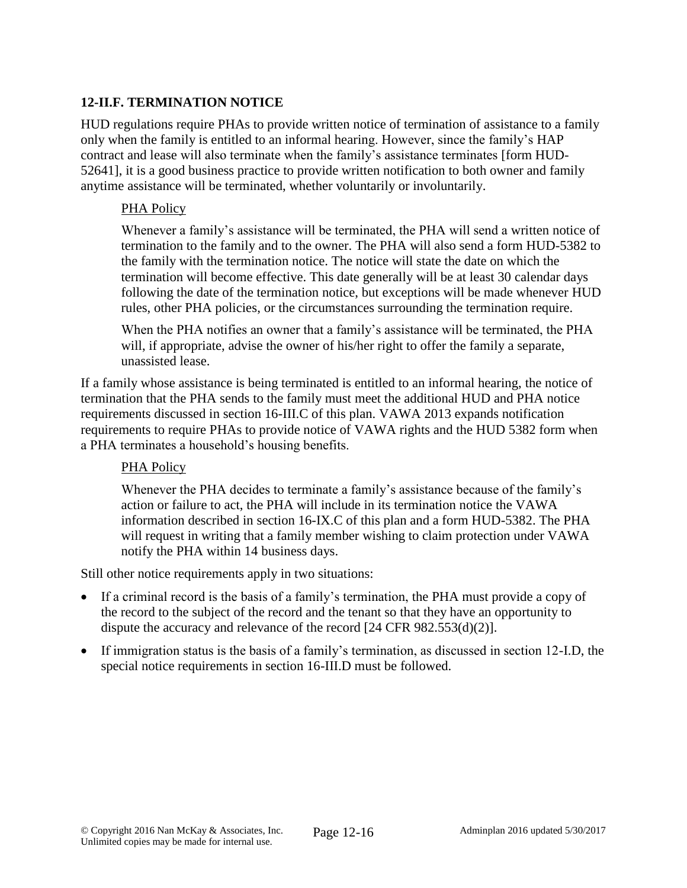## 12-II.F. TERMINATION NOTICE

HUD regulations require PHAs to provide written notice of termination of assistance to a family only when the family is entitled to an informal hearing. However, since the family's HAP contract and lease will also terminate when the family's assistance terminates [form HUD-52641], it is a good business practice to provide written notification to both owner and family anytime assistance will be terminated, whether voluntarily or involuntarily.

> PHA Policy
>
> Whenever a family's assistance will be terminated, the PHA will send a written notice of termination to the family and to the owner. The PHA will also send a form HUD-5382 to the family with the termination notice. The notice will state the date on which the termination will become effective. This date generally will be at least 30 calendar days following the date of the termination notice, but exceptions will be made whenever HUD rules, other PHA policies, or the circumstances surrounding the termination require.
>
> When the PHA notifies an owner that a family's assistance will be terminated, the PHA will, if appropriate, advise the owner of his/her right to offer the family a separate, unassisted lease.

If a family whose assistance is being terminated is entitled to an informal hearing, the notice of termination that the PHA sends to the family must meet the additional HUD and PHA notice requirements discussed in section 16-III.C of this plan. VAWA 2013 expands notification requirements to require PHAs to provide notice of VAWA rights and the HUD 5382 form when a PHA terminates a household's housing benefits.

> PHA Policy
>
> Whenever the PHA decides to terminate a family's assistance because of the family's action or failure to act, the PHA will include in its termination notice the VAWA information described in section 16-IX.C of this plan and a form HUD-5382. The PHA will request in writing that a family member wishing to claim protection under VAWA notify the PHA within 14 business days.

Still other notice requirements apply in two situations:

- If a criminal record is the basis of a family's termination, the PHA must provide a copy of the record to the subject of the record and the tenant so that they have an opportunity to dispute the accuracy and relevance of the record [24 CFR 982.553(d)(2)].
- If immigration status is the basis of a family's termination, as discussed in section 12-I.D, the special notice requirements in section 16-III.D must be followed.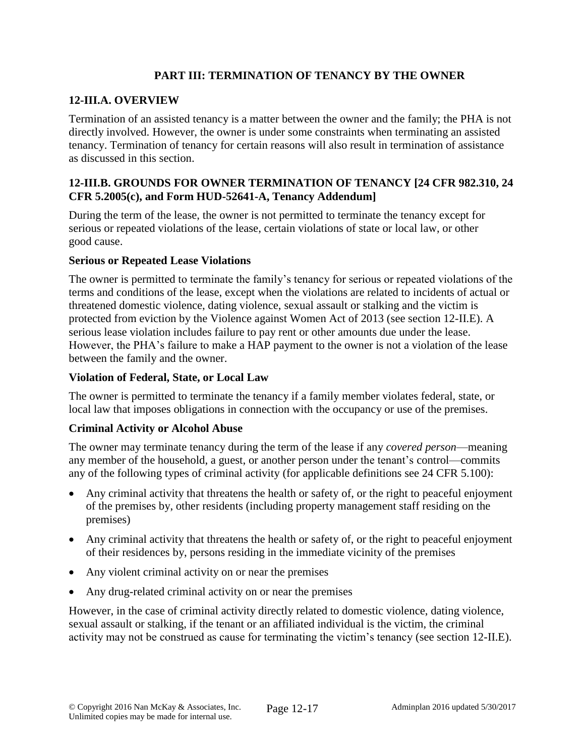## PART III: TERMINATION OF TENANCY BY THE OWNER

### 12-III.A. OVERVIEW

Termination of an assisted tenancy is a matter between the owner and the family; the PHA is not directly involved. However, the owner is under some constraints when terminating an assisted tenancy. Termination of tenancy for certain reasons will also result in termination of assistance as discussed in this section.

### 12-III.B. GROUNDS FOR OWNER TERMINATION OF TENANCY [24 CFR 982.310, 24 CFR 5.2005(c), and Form HUD-52641-A, Tenancy Addendum]

During the term of the lease, the owner is not permitted to terminate the tenancy except for serious or repeated violations of the lease, certain violations of state or local law, or other good cause.

**Serious or Repeated Lease Violations**

The owner is permitted to terminate the family's tenancy for serious or repeated violations of the terms and conditions of the lease, except when the violations are related to incidents of actual or threatened domestic violence, dating violence, sexual assault or stalking and the victim is protected from eviction by the Violence against Women Act of 2013 (see section 12-II.E). A serious lease violation includes failure to pay rent or other amounts due under the lease. However, the PHA's failure to make a HAP payment to the owner is not a violation of the lease between the family and the owner.

**Violation of Federal, State, or Local Law**

The owner is permitted to terminate the tenancy if a family member violates federal, state, or local law that imposes obligations in connection with the occupancy or use of the premises.

**Criminal Activity or Alcohol Abuse**

The owner may terminate tenancy during the term of the lease if any *covered person*—meaning any member of the household, a guest, or another person under the tenant's control—commits any of the following types of criminal activity (for applicable definitions see 24 CFR 5.100):

- Any criminal activity that threatens the health or safety of, or the right to peaceful enjoyment of the premises by, other residents (including property management staff residing on the premises)
- Any criminal activity that threatens the health or safety of, or the right to peaceful enjoyment of their residences by, persons residing in the immediate vicinity of the premises
- Any violent criminal activity on or near the premises
- Any drug-related criminal activity on or near the premises

However, in the case of criminal activity directly related to domestic violence, dating violence, sexual assault or stalking, if the tenant or an affiliated individual is the victim, the criminal activity may not be construed as cause for terminating the victim's tenancy (see section 12-II.E).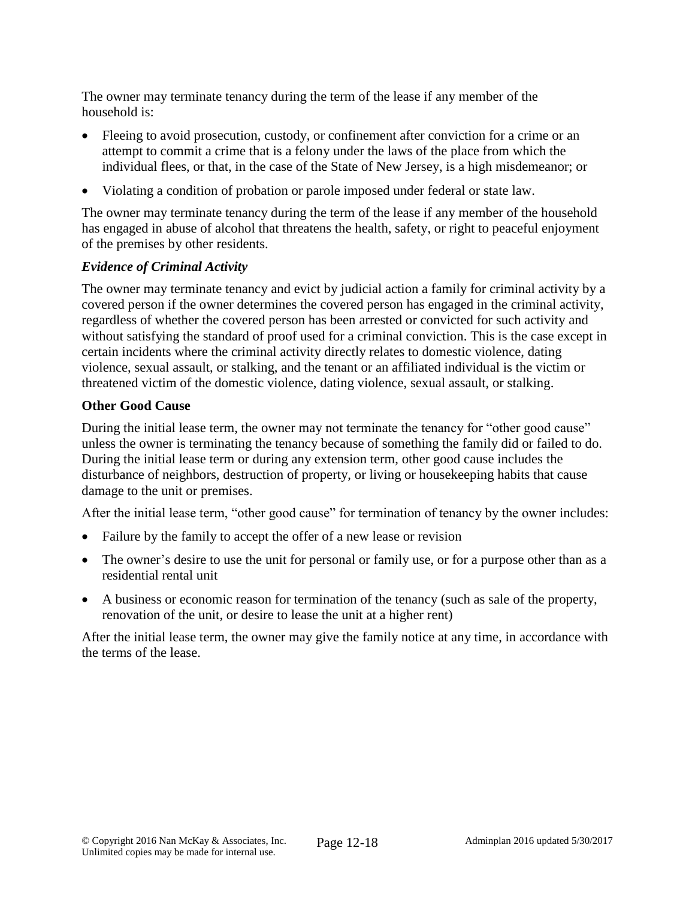The owner may terminate tenancy during the term of the lease if any member of the household is:

- Fleeing to avoid prosecution, custody, or confinement after conviction for a crime or an attempt to commit a crime that is a felony under the laws of the place from which the individual flees, or that, in the case of the State of New Jersey, is a high misdemeanor; or
- Violating a condition of probation or parole imposed under federal or state law.

The owner may terminate tenancy during the term of the lease if any member of the household has engaged in abuse of alcohol that threatens the health, safety, or right to peaceful enjoyment of the premises by other residents.

***Evidence of Criminal Activity***

The owner may terminate tenancy and evict by judicial action a family for criminal activity by a covered person if the owner determines the covered person has engaged in the criminal activity, regardless of whether the covered person has been arrested or convicted for such activity and without satisfying the standard of proof used for a criminal conviction. This is the case except in certain incidents where the criminal activity directly relates to domestic violence, dating violence, sexual assault, or stalking, and the tenant or an affiliated individual is the victim or threatened victim of the domestic violence, dating violence, sexual assault, or stalking.

**Other Good Cause**

During the initial lease term, the owner may not terminate the tenancy for "other good cause" unless the owner is terminating the tenancy because of something the family did or failed to do. During the initial lease term or during any extension term, other good cause includes the disturbance of neighbors, destruction of property, or living or housekeeping habits that cause damage to the unit or premises.

After the initial lease term, "other good cause" for termination of tenancy by the owner includes:

- Failure by the family to accept the offer of a new lease or revision
- The owner's desire to use the unit for personal or family use, or for a purpose other than as a residential rental unit
- A business or economic reason for termination of the tenancy (such as sale of the property, renovation of the unit, or desire to lease the unit at a higher rent)

After the initial lease term, the owner may give the family notice at any time, in accordance with the terms of the lease.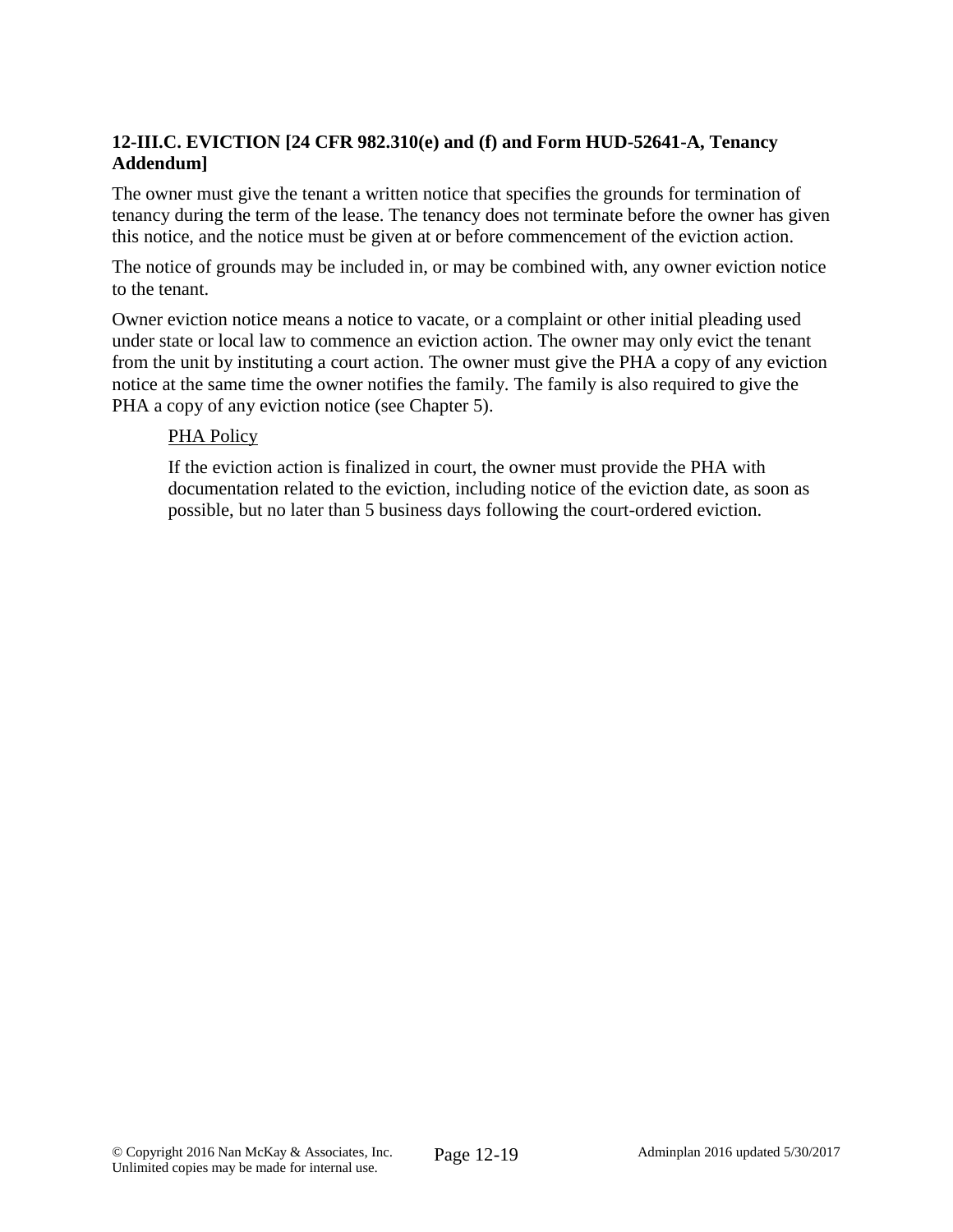### 12-III.C. EVICTION [24 CFR 982.310(e) and (f) and Form HUD-52641-A, Tenancy Addendum]

The owner must give the tenant a written notice that specifies the grounds for termination of tenancy during the term of the lease. The tenancy does not terminate before the owner has given this notice, and the notice must be given at or before commencement of the eviction action.

The notice of grounds may be included in, or may be combined with, any owner eviction notice to the tenant.

Owner eviction notice means a notice to vacate, or a complaint or other initial pleading used under state or local law to commence an eviction action. The owner may only evict the tenant from the unit by instituting a court action. The owner must give the PHA a copy of any eviction notice at the same time the owner notifies the family. The family is also required to give the PHA a copy of any eviction notice (see Chapter 5).

> <u>PHA Policy</u>
>
> If the eviction action is finalized in court, the owner must provide the PHA with documentation related to the eviction, including notice of the eviction date, as soon as possible, but no later than 5 business days following the court-ordered eviction.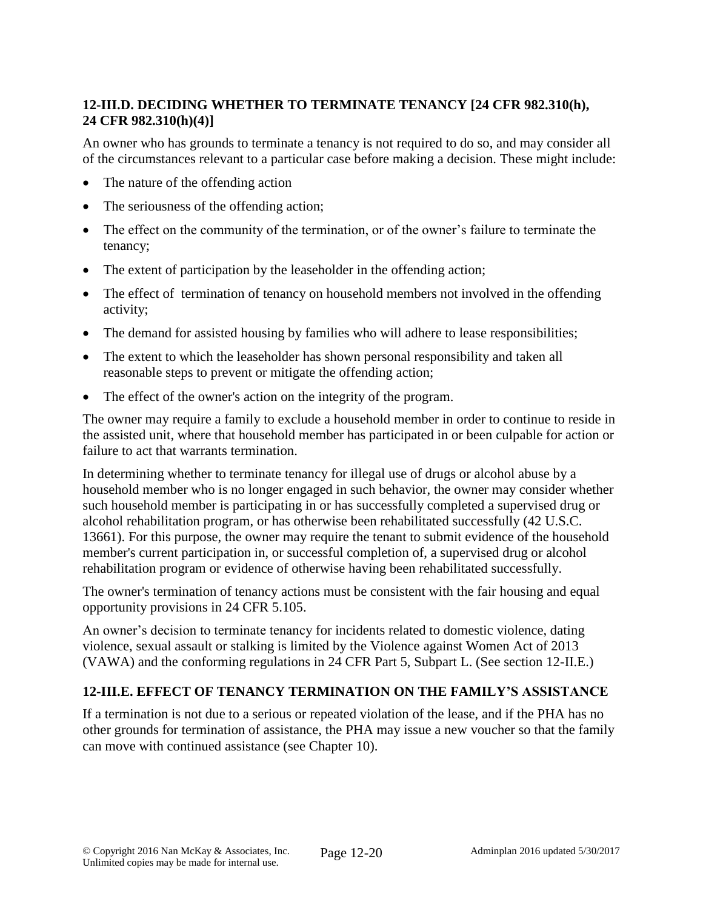## 12-III.D. DECIDING WHETHER TO TERMINATE TENANCY [24 CFR 982.310(h), 24 CFR 982.310(h)(4)]

An owner who has grounds to terminate a tenancy is not required to do so, and may consider all of the circumstances relevant to a particular case before making a decision. These might include:

- The nature of the offending action
- The seriousness of the offending action;
- The effect on the community of the termination, or of the owner's failure to terminate the tenancy;
- The extent of participation by the leaseholder in the offending action;
- The effect of termination of tenancy on household members not involved in the offending activity;
- The demand for assisted housing by families who will adhere to lease responsibilities;
- The extent to which the leaseholder has shown personal responsibility and taken all reasonable steps to prevent or mitigate the offending action;
- The effect of the owner's action on the integrity of the program.

The owner may require a family to exclude a household member in order to continue to reside in the assisted unit, where that household member has participated in or been culpable for action or failure to act that warrants termination.

In determining whether to terminate tenancy for illegal use of drugs or alcohol abuse by a household member who is no longer engaged in such behavior, the owner may consider whether such household member is participating in or has successfully completed a supervised drug or alcohol rehabilitation program, or has otherwise been rehabilitated successfully (42 U.S.C. 13661). For this purpose, the owner may require the tenant to submit evidence of the household member's current participation in, or successful completion of, a supervised drug or alcohol rehabilitation program or evidence of otherwise having been rehabilitated successfully.

The owner's termination of tenancy actions must be consistent with the fair housing and equal opportunity provisions in 24 CFR 5.105.

An owner's decision to terminate tenancy for incidents related to domestic violence, dating violence, sexual assault or stalking is limited by the Violence against Women Act of 2013 (VAWA) and the conforming regulations in 24 CFR Part 5, Subpart L. (See section 12-II.E.)

## 12-III.E. EFFECT OF TENANCY TERMINATION ON THE FAMILY'S ASSISTANCE

If a termination is not due to a serious or repeated violation of the lease, and if the PHA has no other grounds for termination of assistance, the PHA may issue a new voucher so that the family can move with continued assistance (see Chapter 10).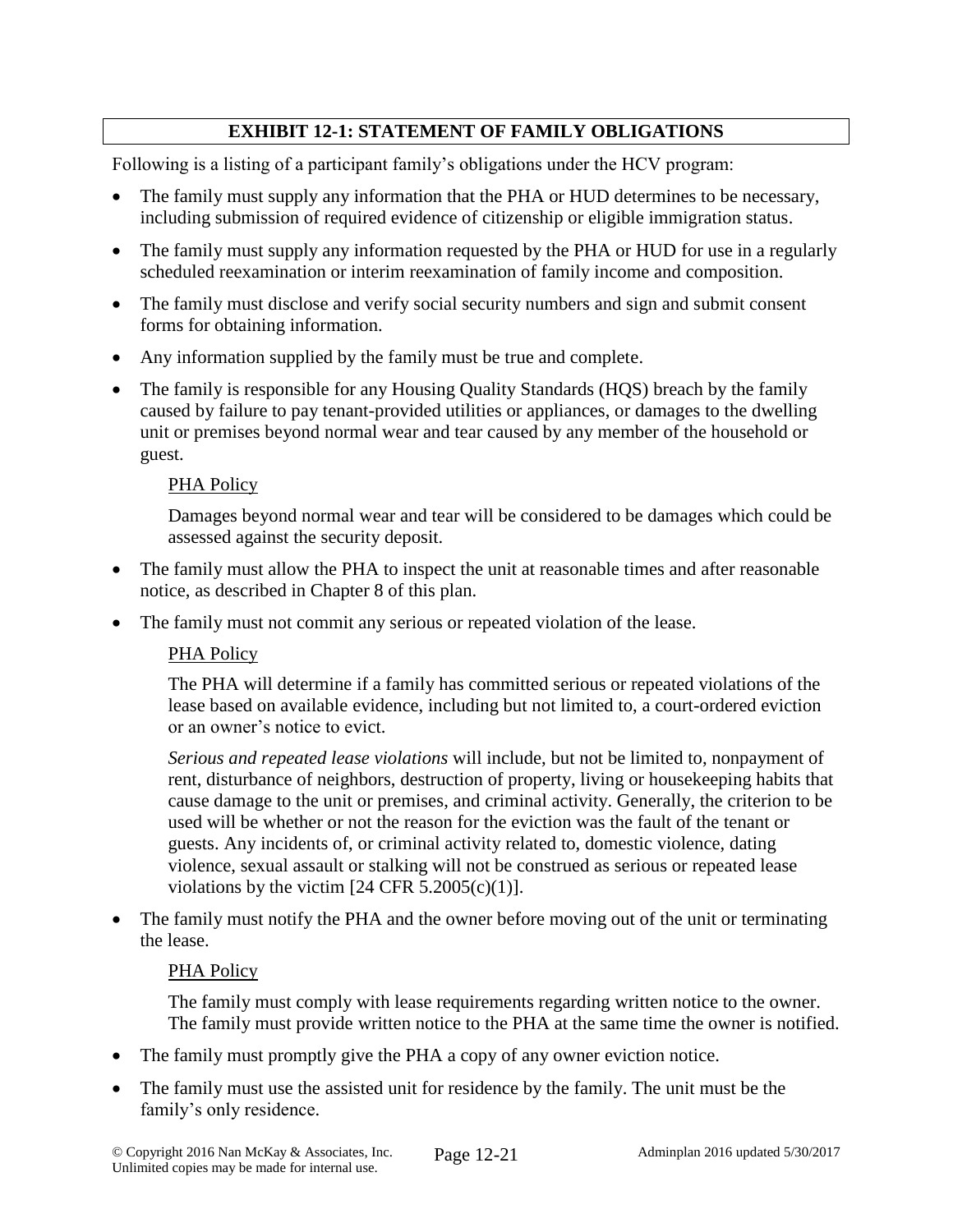## EXHIBIT 12-1: STATEMENT OF FAMILY OBLIGATIONS

Following is a listing of a participant family's obligations under the HCV program:

- The family must supply any information that the PHA or HUD determines to be necessary, including submission of required evidence of citizenship or eligible immigration status.
- The family must supply any information requested by the PHA or HUD for use in a regularly scheduled reexamination or interim reexamination of family income and composition.
- The family must disclose and verify social security numbers and sign and submit consent forms for obtaining information.
- Any information supplied by the family must be true and complete.
- The family is responsible for any Housing Quality Standards (HQS) breach by the family caused by failure to pay tenant-provided utilities or appliances, or damages to the dwelling unit or premises beyond normal wear and tear caused by any member of the household or guest.

  PHA Policy

  Damages beyond normal wear and tear will be considered to be damages which could be assessed against the security deposit.

- The family must allow the PHA to inspect the unit at reasonable times and after reasonable notice, as described in Chapter 8 of this plan.
- The family must not commit any serious or repeated violation of the lease.

  PHA Policy

  The PHA will determine if a family has committed serious or repeated violations of the lease based on available evidence, including but not limited to, a court-ordered eviction or an owner's notice to evict.

  *Serious and repeated lease violations* will include, but not be limited to, nonpayment of rent, disturbance of neighbors, destruction of property, living or housekeeping habits that cause damage to the unit or premises, and criminal activity. Generally, the criterion to be used will be whether or not the reason for the eviction was the fault of the tenant or guests. Any incidents of, or criminal activity related to, domestic violence, dating violence, sexual assault or stalking will not be construed as serious or repeated lease violations by the victim [24 CFR 5.2005(c)(1)].

- The family must notify the PHA and the owner before moving out of the unit or terminating the lease.

  PHA Policy

  The family must comply with lease requirements regarding written notice to the owner. The family must provide written notice to the PHA at the same time the owner is notified.

- The family must promptly give the PHA a copy of any owner eviction notice.
- The family must use the assisted unit for residence by the family. The unit must be the family's only residence.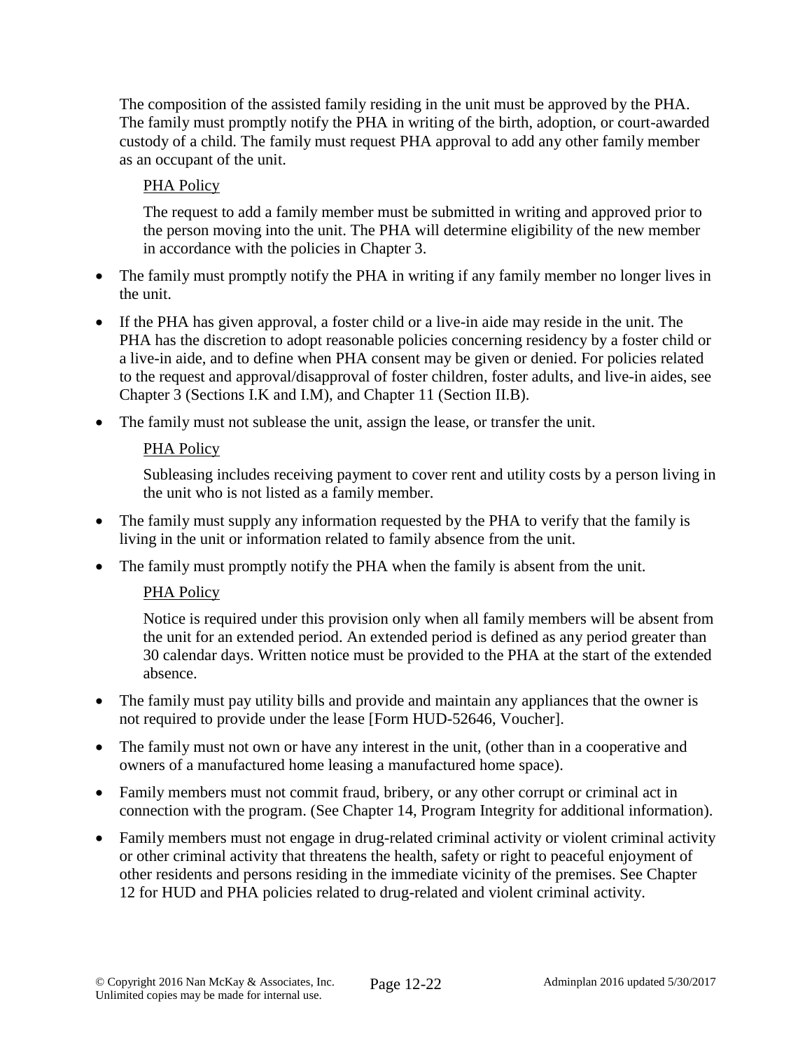The composition of the assisted family residing in the unit must be approved by the PHA. The family must promptly notify the PHA in writing of the birth, adoption, or court-awarded custody of a child. The family must request PHA approval to add any other family member as an occupant of the unit.

> <u>PHA Policy</u>
>
> The request to add a family member must be submitted in writing and approved prior to the person moving into the unit. The PHA will determine eligibility of the new member in accordance with the policies in Chapter 3.

- The family must promptly notify the PHA in writing if any family member no longer lives in the unit.
- If the PHA has given approval, a foster child or a live-in aide may reside in the unit. The PHA has the discretion to adopt reasonable policies concerning residency by a foster child or a live-in aide, and to define when PHA consent may be given or denied. For policies related to the request and approval/disapproval of foster children, foster adults, and live-in aides, see Chapter 3 (Sections I.K and I.M), and Chapter 11 (Section II.B).
- The family must not sublease the unit, assign the lease, or transfer the unit.

> <u>PHA Policy</u>
>
> Subleasing includes receiving payment to cover rent and utility costs by a person living in the unit who is not listed as a family member.

- The family must supply any information requested by the PHA to verify that the family is living in the unit or information related to family absence from the unit.
- The family must promptly notify the PHA when the family is absent from the unit.

> <u>PHA Policy</u>
>
> Notice is required under this provision only when all family members will be absent from the unit for an extended period. An extended period is defined as any period greater than 30 calendar days. Written notice must be provided to the PHA at the start of the extended absence.

- The family must pay utility bills and provide and maintain any appliances that the owner is not required to provide under the lease [Form HUD-52646, Voucher].
- The family must not own or have any interest in the unit, (other than in a cooperative and owners of a manufactured home leasing a manufactured home space).
- Family members must not commit fraud, bribery, or any other corrupt or criminal act in connection with the program. (See Chapter 14, Program Integrity for additional information).
- Family members must not engage in drug-related criminal activity or violent criminal activity or other criminal activity that threatens the health, safety or right to peaceful enjoyment of other residents and persons residing in the immediate vicinity of the premises. See Chapter 12 for HUD and PHA policies related to drug-related and violent criminal activity.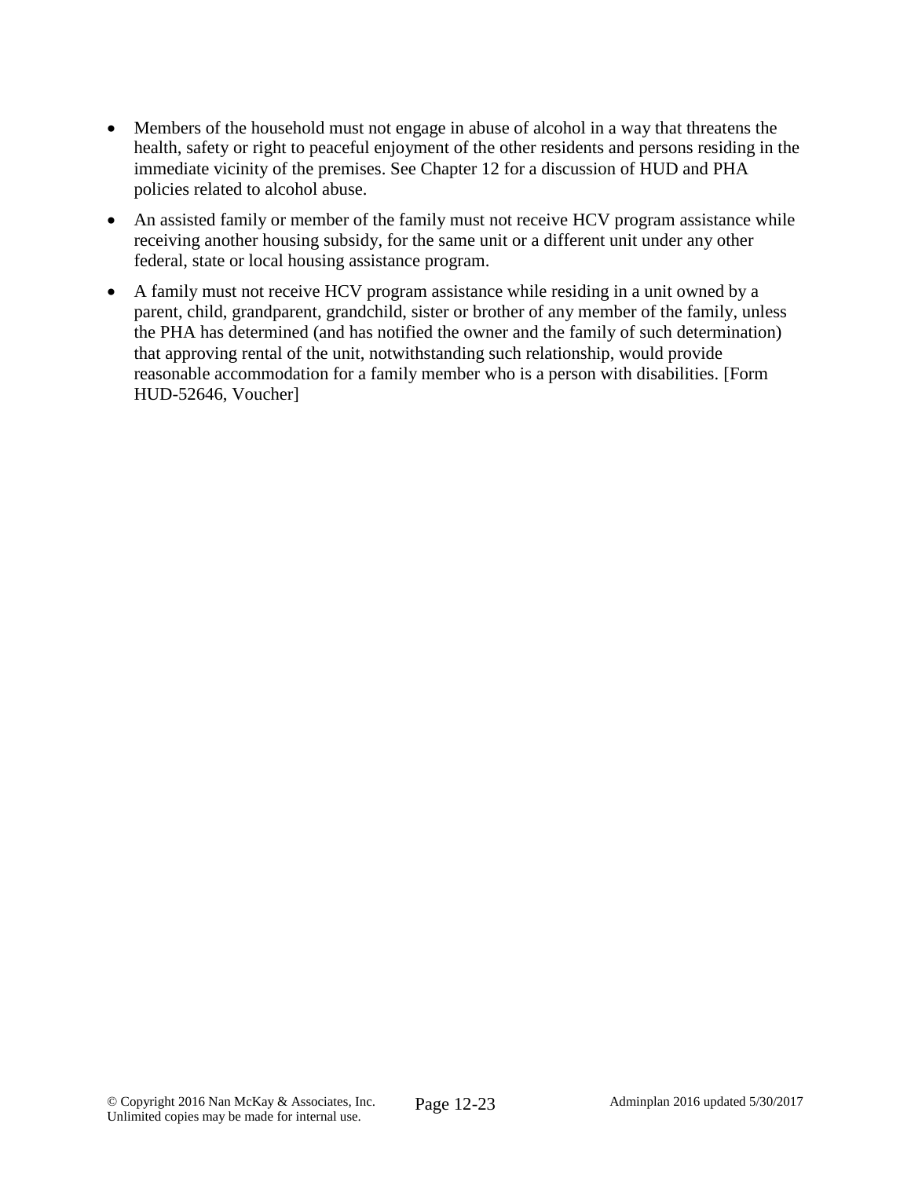- Members of the household must not engage in abuse of alcohol in a way that threatens the health, safety or right to peaceful enjoyment of the other residents and persons residing in the immediate vicinity of the premises. See Chapter 12 for a discussion of HUD and PHA policies related to alcohol abuse.
- An assisted family or member of the family must not receive HCV program assistance while receiving another housing subsidy, for the same unit or a different unit under any other federal, state or local housing assistance program.
- A family must not receive HCV program assistance while residing in a unit owned by a parent, child, grandparent, grandchild, sister or brother of any member of the family, unless the PHA has determined (and has notified the owner and the family of such determination) that approving rental of the unit, notwithstanding such relationship, would provide reasonable accommodation for a family member who is a person with disabilities. [Form HUD-52646, Voucher]